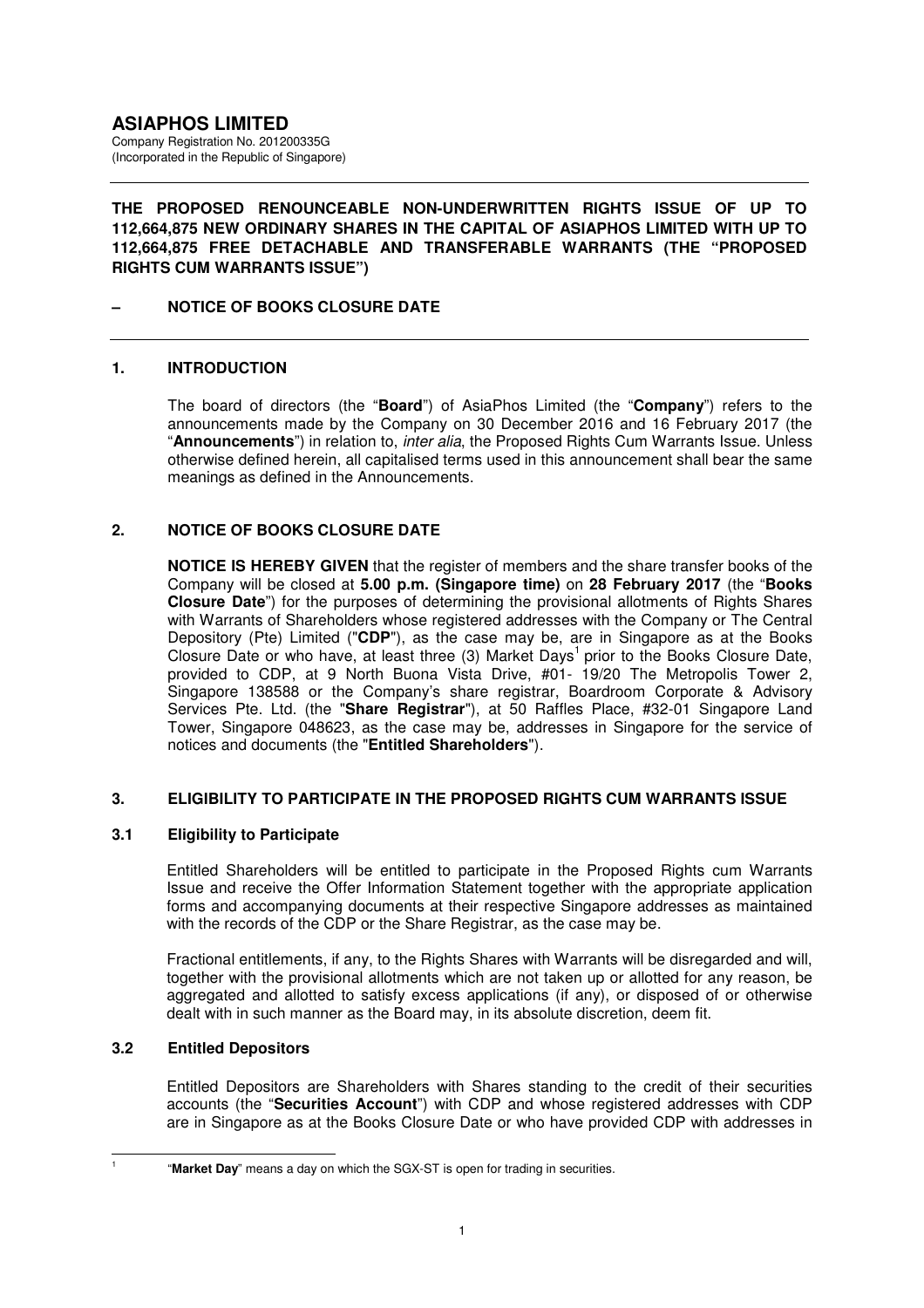# ASIAPHOS LIMITED

Company Registration No. 201200335G
(Incorporated in the Republic of Singapore)

---

**THE PROPOSED RENOUNCEABLE NON-UNDERWRITTEN RIGHTS ISSUE OF UP TO 112,664,875 NEW ORDINARY SHARES IN THE CAPITAL OF ASIAPHOS LIMITED WITH UP TO 112,664,875 FREE DETACHABLE AND TRANSFERABLE WARRANTS (THE "PROPOSED RIGHTS CUM WARRANTS ISSUE")**

**– NOTICE OF BOOKS CLOSURE DATE**

---

## 1. INTRODUCTION

The board of directors (the "**Board**") of AsiaPhos Limited (the "**Company**") refers to the announcements made by the Company on 30 December 2016 and 16 February 2017 (the "**Announcements**") in relation to, *inter alia*, the Proposed Rights Cum Warrants Issue. Unless otherwise defined herein, all capitalised terms used in this announcement shall bear the same meanings as defined in the Announcements.

## 2. NOTICE OF BOOKS CLOSURE DATE

**NOTICE IS HEREBY GIVEN** that the register of members and the share transfer books of the Company will be closed at **5.00 p.m. (Singapore time)** on **28 February 2017** (the "**Books Closure Date**") for the purposes of determining the provisional allotments of Rights Shares with Warrants of Shareholders whose registered addresses with the Company or The Central Depository (Pte) Limited ("**CDP**"), as the case may be, are in Singapore as at the Books Closure Date or who have, at least three (3) Market Days[1] prior to the Books Closure Date, provided to CDP, at 9 North Buona Vista Drive, #01- 19/20 The Metropolis Tower 2, Singapore 138588 or the Company's share registrar, Boardroom Corporate & Advisory Services Pte. Ltd. (the "**Share Registrar**"), at 50 Raffles Place, #32-01 Singapore Land Tower, Singapore 048623, as the case may be, addresses in Singapore for the service of notices and documents (the "**Entitled Shareholders**").

## 3. ELIGIBILITY TO PARTICIPATE IN THE PROPOSED RIGHTS CUM WARRANTS ISSUE

### 3.1 Eligibility to Participate

Entitled Shareholders will be entitled to participate in the Proposed Rights cum Warrants Issue and receive the Offer Information Statement together with the appropriate application forms and accompanying documents at their respective Singapore addresses as maintained with the records of the CDP or the Share Registrar, as the case may be.

Fractional entitlements, if any, to the Rights Shares with Warrants will be disregarded and will, together with the provisional allotments which are not taken up or allotted for any reason, be aggregated and allotted to satisfy excess applications (if any), or disposed of or otherwise dealt with in such manner as the Board may, in its absolute discretion, deem fit.

### 3.2 Entitled Depositors

Entitled Depositors are Shareholders with Shares standing to the credit of their securities accounts (the "**Securities Account**") with CDP and whose registered addresses with CDP are in Singapore as at the Books Closure Date or who have provided CDP with addresses in

---

[1] "**Market Day**" means a day on which the SGX-ST is open for trading in securities.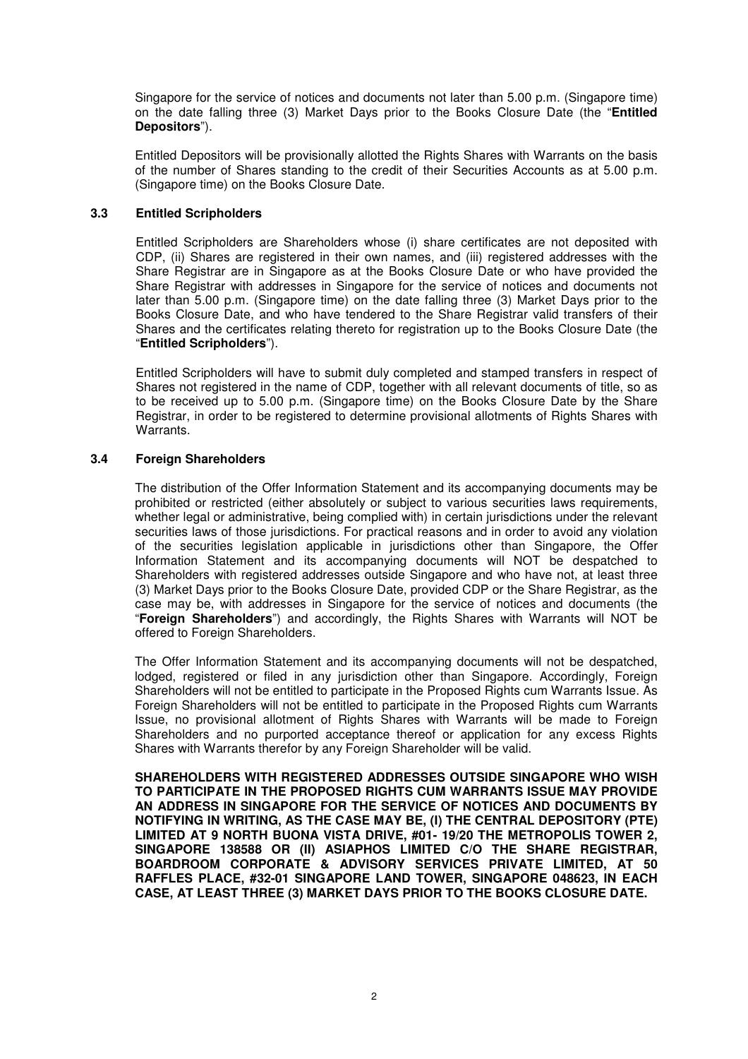Singapore for the service of notices and documents not later than 5.00 p.m. (Singapore time) on the date falling three (3) Market Days prior to the Books Closure Date (the "**Entitled Depositors**").

Entitled Depositors will be provisionally allotted the Rights Shares with Warrants on the basis of the number of Shares standing to the credit of their Securities Accounts as at 5.00 p.m. (Singapore time) on the Books Closure Date.

### 3.3 Entitled Scripholders

Entitled Scripholders are Shareholders whose (i) share certificates are not deposited with CDP, (ii) Shares are registered in their own names, and (iii) registered addresses with the Share Registrar are in Singapore as at the Books Closure Date or who have provided the Share Registrar with addresses in Singapore for the service of notices and documents not later than 5.00 p.m. (Singapore time) on the date falling three (3) Market Days prior to the Books Closure Date, and who have tendered to the Share Registrar valid transfers of their Shares and the certificates relating thereto for registration up to the Books Closure Date (the "**Entitled Scripholders**").

Entitled Scripholders will have to submit duly completed and stamped transfers in respect of Shares not registered in the name of CDP, together with all relevant documents of title, so as to be received up to 5.00 p.m. (Singapore time) on the Books Closure Date by the Share Registrar, in order to be registered to determine provisional allotments of Rights Shares with Warrants.

### 3.4 Foreign Shareholders

The distribution of the Offer Information Statement and its accompanying documents may be prohibited or restricted (either absolutely or subject to various securities laws requirements, whether legal or administrative, being complied with) in certain jurisdictions under the relevant securities laws of those jurisdictions. For practical reasons and in order to avoid any violation of the securities legislation applicable in jurisdictions other than Singapore, the Offer Information Statement and its accompanying documents will NOT be despatched to Shareholders with registered addresses outside Singapore and who have not, at least three (3) Market Days prior to the Books Closure Date, provided CDP or the Share Registrar, as the case may be, with addresses in Singapore for the service of notices and documents (the "**Foreign Shareholders**") and accordingly, the Rights Shares with Warrants will NOT be offered to Foreign Shareholders.

The Offer Information Statement and its accompanying documents will not be despatched, lodged, registered or filed in any jurisdiction other than Singapore. Accordingly, Foreign Shareholders will not be entitled to participate in the Proposed Rights cum Warrants Issue. As Foreign Shareholders will not be entitled to participate in the Proposed Rights cum Warrants Issue, no provisional allotment of Rights Shares with Warrants will be made to Foreign Shareholders and no purported acceptance thereof or application for any excess Rights Shares with Warrants therefor by any Foreign Shareholder will be valid.

**SHAREHOLDERS WITH REGISTERED ADDRESSES OUTSIDE SINGAPORE WHO WISH TO PARTICIPATE IN THE PROPOSED RIGHTS CUM WARRANTS ISSUE MAY PROVIDE AN ADDRESS IN SINGAPORE FOR THE SERVICE OF NOTICES AND DOCUMENTS BY NOTIFYING IN WRITING, AS THE CASE MAY BE, (I) THE CENTRAL DEPOSITORY (PTE) LIMITED AT 9 NORTH BUONA VISTA DRIVE, #01- 19/20 THE METROPOLIS TOWER 2, SINGAPORE 138588 OR (II) ASIAPHOS LIMITED C/O THE SHARE REGISTRAR, BOARDROOM CORPORATE & ADVISORY SERVICES PRIVATE LIMITED, AT 50 RAFFLES PLACE, #32-01 SINGAPORE LAND TOWER, SINGAPORE 048623, IN EACH CASE, AT LEAST THREE (3) MARKET DAYS PRIOR TO THE BOOKS CLOSURE DATE.**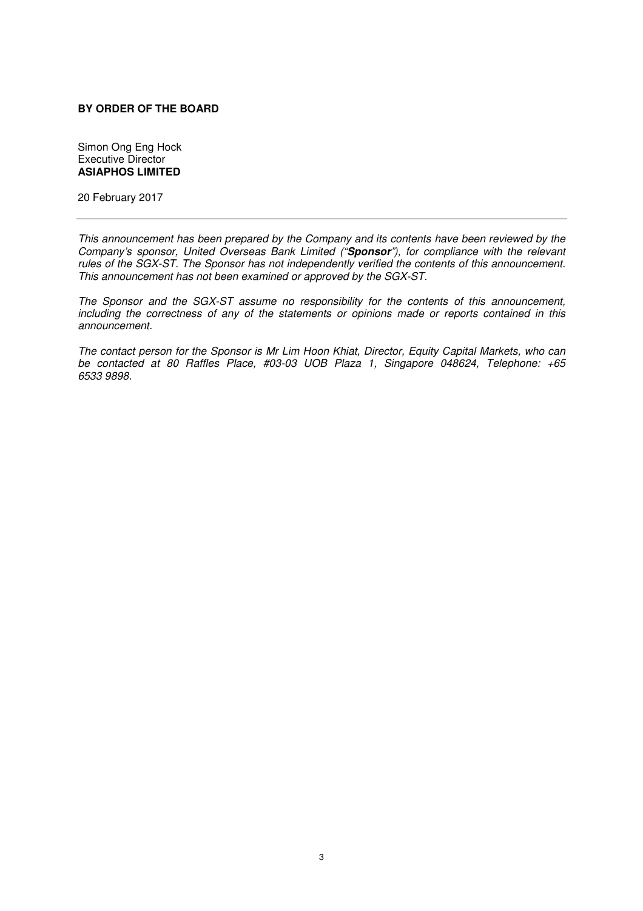**BY ORDER OF THE BOARD**

Simon Ong Eng Hock
Executive Director
**ASIAPHOS LIMITED**

20 February 2017

---

*This announcement has been prepared by the Company and its contents have been reviewed by the Company's sponsor, United Overseas Bank Limited ("**Sponsor**"), for compliance with the relevant rules of the SGX-ST. The Sponsor has not independently verified the contents of this announcement. This announcement has not been examined or approved by the SGX-ST.*

*The Sponsor and the SGX-ST assume no responsibility for the contents of this announcement, including the correctness of any of the statements or opinions made or reports contained in this announcement.*

*The contact person for the Sponsor is Mr Lim Hoon Khiat, Director, Equity Capital Markets, who can be contacted at 80 Raffles Place, #03-03 UOB Plaza 1, Singapore 048624, Telephone: +65 6533 9898.*